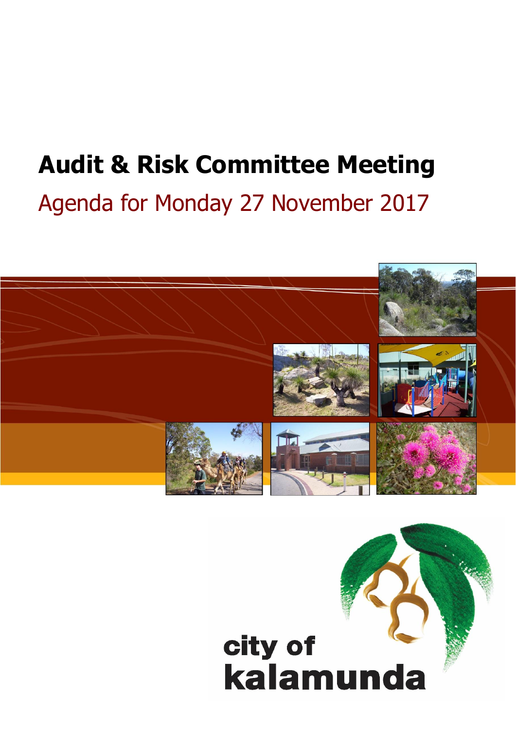# Audit & Risk Committee Meeting

## Agenda for Monday 27 November 2017

city of
kalamunda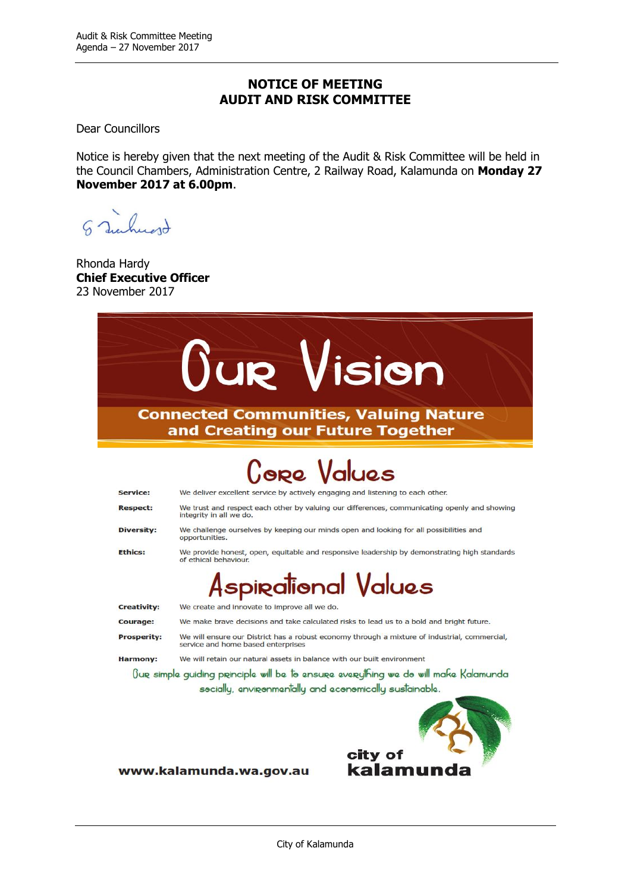# NOTICE OF MEETING
# AUDIT AND RISK COMMITTEE

Dear Councillors

Notice is hereby given that the next meeting of the Audit & Risk Committee will be held in the Council Chambers, Administration Centre, 2 Railway Road, Kalamunda on **Monday 27 November 2017 at 6.00pm**.

Rhonda Hardy
**Chief Executive Officer**
23 November 2017

## Our Vision

**Connected Communities, Valuing Nature and Creating our Future Together**

## Core Values

| | |
|---|---|
| **Service:** | We deliver excellent service by actively engaging and listening to each other. |
| **Respect:** | We trust and respect each other by valuing our differences, communicating openly and showing integrity in all we do. |
| **Diversity:** | We challenge ourselves by keeping our minds open and looking for all possibilities and opportunities. |
| **Ethics:** | We provide honest, open, equitable and responsive leadership by demonstrating high standards of ethical behaviour. |

## Aspirational Values

| | |
|---|---|
| **Creativity:** | We create and innovate to improve all we do. |
| **Courage:** | We make brave decisions and take calculated risks to lead us to a bold and bright future. |
| **Prosperity:** | We will ensure our District has a robust economy through a mixture of industrial, commercial, service and home based enterprises |
| **Harmony:** | We will retain our natural assets in balance with our built environment |

Our simple guiding principle will be to ensure everything we do will make Kalamunda socially, environmentally and economically sustainable.

www.kalamunda.wa.gov.au

city of kalamunda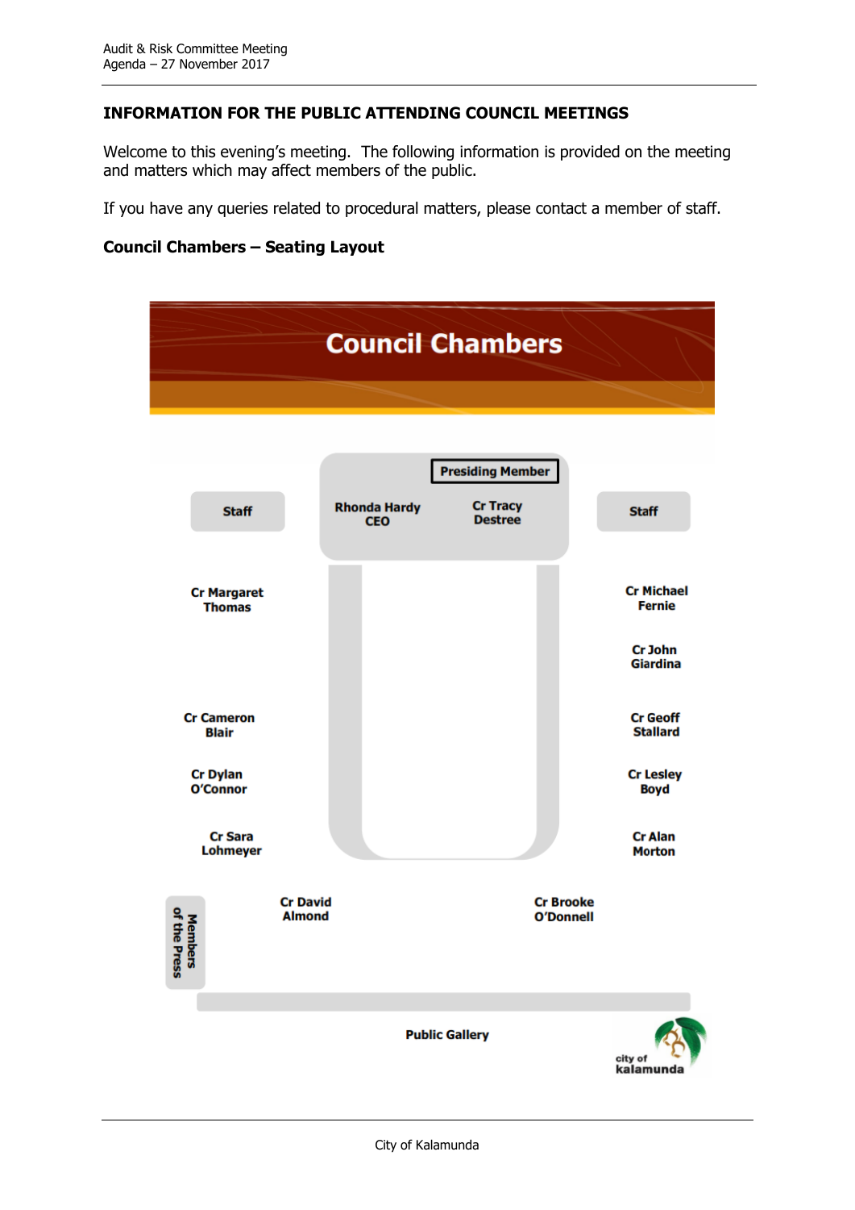**INFORMATION FOR THE PUBLIC ATTENDING COUNCIL MEETINGS**

Welcome to this evening's meeting. The following information is provided on the meeting and matters which may affect members of the public.

If you have any queries related to procedural matters, please contact a member of staff.

**Council Chambers – Seating Layout**

Council Chambers

Presiding Member

Staff

Rhonda Hardy CEO

Cr Tracy Destree

Staff

Cr Margaret Thomas

Cr Michael Fernie

Cr John Giardina

Cr Cameron Blair

Cr Geoff Stallard

Cr Dylan O'Connor

Cr Lesley Boyd

Cr Sara Lohmeyer

Cr Alan Morton

Members of the Press

Cr David Almond

Cr Brooke O'Donnell

Public Gallery

city of kalamunda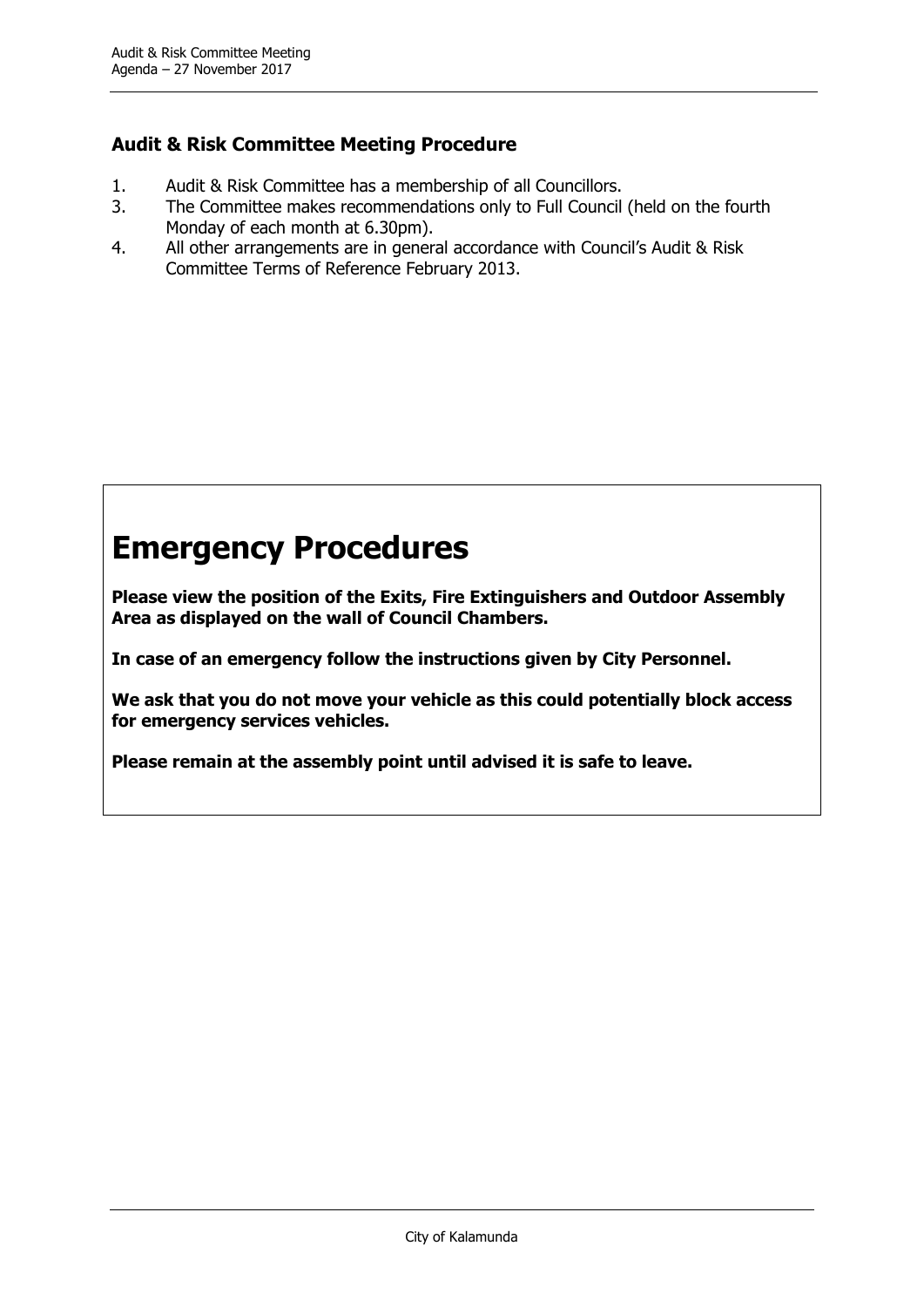### Audit & Risk Committee Meeting Procedure

1. Audit & Risk Committee has a membership of all Councillors.
3. The Committee makes recommendations only to Full Council (held on the fourth Monday of each month at 6.30pm).
4. All other arrangements are in general accordance with Council's Audit & Risk Committee Terms of Reference February 2013.

# Emergency Procedures

**Please view the position of the Exits, Fire Extinguishers and Outdoor Assembly Area as displayed on the wall of Council Chambers.**

**In case of an emergency follow the instructions given by City Personnel.**

**We ask that you do not move your vehicle as this could potentially block access for emergency services vehicles.**

**Please remain at the assembly point until advised it is safe to leave.**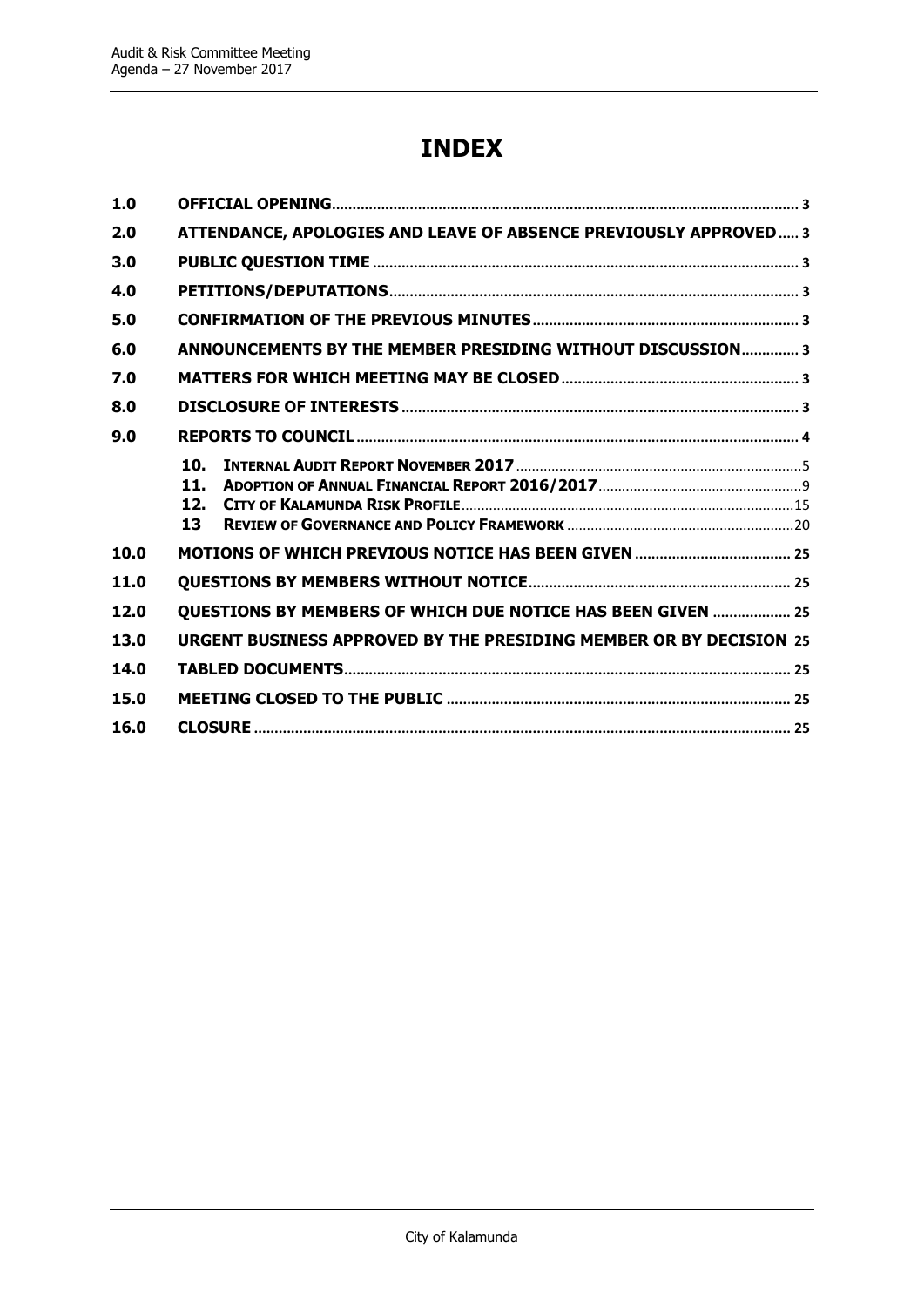# INDEX

| | | |
|---|---|---|
| 1.0 | OFFICIAL OPENING | 3 |
| 2.0 | ATTENDANCE, APOLOGIES AND LEAVE OF ABSENCE PREVIOUSLY APPROVED | 3 |
| 3.0 | PUBLIC QUESTION TIME | 3 |
| 4.0 | PETITIONS/DEPUTATIONS | 3 |
| 5.0 | CONFIRMATION OF THE PREVIOUS MINUTES | 3 |
| 6.0 | ANNOUNCEMENTS BY THE MEMBER PRESIDING WITHOUT DISCUSSION | 3 |
| 7.0 | MATTERS FOR WHICH MEETING MAY BE CLOSED | 3 |
| 8.0 | DISCLOSURE OF INTERESTS | 3 |
| 9.0 | REPORTS TO COUNCIL | 4 |
| | 10. INTERNAL AUDIT REPORT NOVEMBER 2017 | 5 |
| | 11. ADOPTION OF ANNUAL FINANCIAL REPORT 2016/2017 | 9 |
| | 12. CITY OF KALAMUNDA RISK PROFILE | 15 |
| | 13 REVIEW OF GOVERNANCE AND POLICY FRAMEWORK | 20 |
| 10.0 | MOTIONS OF WHICH PREVIOUS NOTICE HAS BEEN GIVEN | 25 |
| 11.0 | QUESTIONS BY MEMBERS WITHOUT NOTICE | 25 |
| 12.0 | QUESTIONS BY MEMBERS OF WHICH DUE NOTICE HAS BEEN GIVEN | 25 |
| 13.0 | URGENT BUSINESS APPROVED BY THE PRESIDING MEMBER OR BY DECISION | 25 |
| 14.0 | TABLED DOCUMENTS | 25 |
| 15.0 | MEETING CLOSED TO THE PUBLIC | 25 |
| 16.0 | CLOSURE | 25 |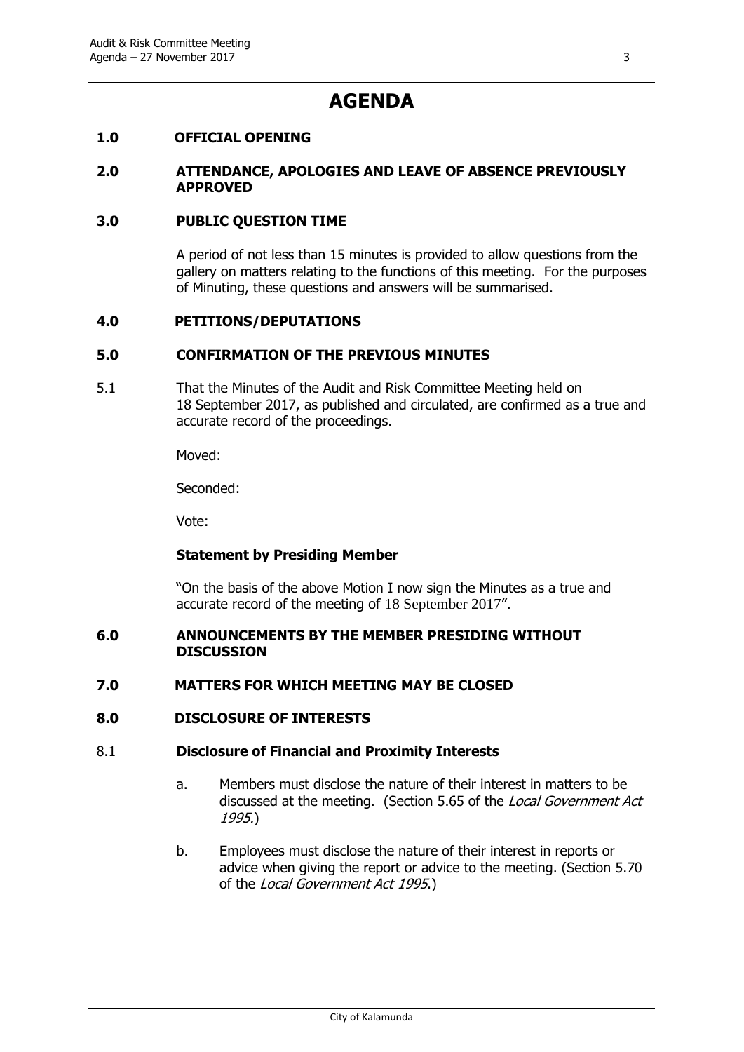# AGENDA

## 1.0 OFFICIAL OPENING

## 2.0 ATTENDANCE, APOLOGIES AND LEAVE OF ABSENCE PREVIOUSLY APPROVED

## 3.0 PUBLIC QUESTION TIME

A period of not less than 15 minutes is provided to allow questions from the gallery on matters relating to the functions of this meeting. For the purposes of Minuting, these questions and answers will be summarised.

## 4.0 PETITIONS/DEPUTATIONS

## 5.0 CONFIRMATION OF THE PREVIOUS MINUTES

5.1 That the Minutes of the Audit and Risk Committee Meeting held on 18 September 2017, as published and circulated, are confirmed as a true and accurate record of the proceedings.

Moved:

Seconded:

Vote:

**Statement by Presiding Member**

"On the basis of the above Motion I now sign the Minutes as a true and accurate record of the meeting of 18 September 2017".

## 6.0 ANNOUNCEMENTS BY THE MEMBER PRESIDING WITHOUT DISCUSSION

## 7.0 MATTERS FOR WHICH MEETING MAY BE CLOSED

## 8.0 DISCLOSURE OF INTERESTS

### 8.1 Disclosure of Financial and Proximity Interests

a. Members must disclose the nature of their interest in matters to be discussed at the meeting. (Section 5.65 of the *Local Government Act 1995.*)

b. Employees must disclose the nature of their interest in reports or advice when giving the report or advice to the meeting. (Section 5.70 of the *Local Government Act 1995*.)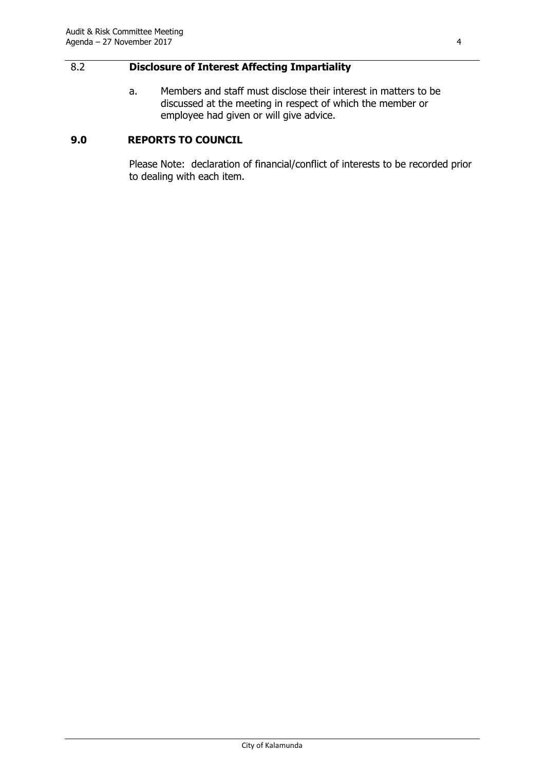## 8.2 Disclosure of Interest Affecting Impartiality

a. Members and staff must disclose their interest in matters to be discussed at the meeting in respect of which the member or employee had given or will give advice.

## 9.0 REPORTS TO COUNCIL

Please Note: declaration of financial/conflict of interests to be recorded prior to dealing with each item.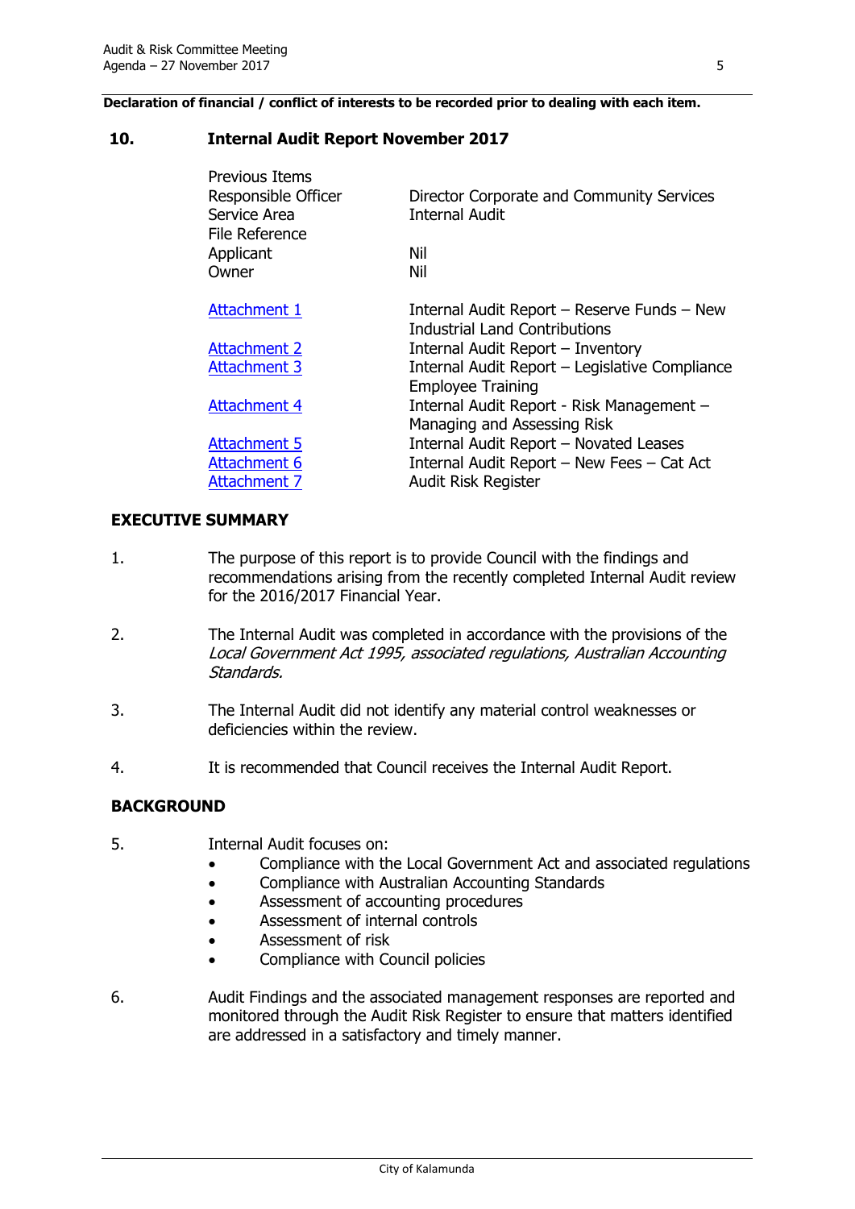**Declaration of financial / conflict of interests to be recorded prior to dealing with each item.**

## 10. Internal Audit Report November 2017

| | |
|---|---|
| Previous Items | |
| Responsible Officer | Director Corporate and Community Services |
| Service Area | Internal Audit |
| File Reference | |
| Applicant | Nil |
| Owner | Nil |

| | |
|---|---|
| Attachment 1 | Internal Audit Report – Reserve Funds – New Industrial Land Contributions |
| Attachment 2 | Internal Audit Report – Inventory |
| Attachment 3 | Internal Audit Report – Legislative Compliance Employee Training |
| Attachment 4 | Internal Audit Report - Risk Management – Managing and Assessing Risk |
| Attachment 5 | Internal Audit Report – Novated Leases |
| Attachment 6 | Internal Audit Report – New Fees – Cat Act |
| Attachment 7 | Audit Risk Register |

### EXECUTIVE SUMMARY

1. The purpose of this report is to provide Council with the findings and recommendations arising from the recently completed Internal Audit review for the 2016/2017 Financial Year.

2. The Internal Audit was completed in accordance with the provisions of the *Local Government Act 1995, associated regulations, Australian Accounting Standards.*

3. The Internal Audit did not identify any material control weaknesses or deficiencies within the review.

4. It is recommended that Council receives the Internal Audit Report.

### BACKGROUND

5. Internal Audit focuses on:
   - Compliance with the Local Government Act and associated regulations
   - Compliance with Australian Accounting Standards
   - Assessment of accounting procedures
   - Assessment of internal controls
   - Assessment of risk
   - Compliance with Council policies

6. Audit Findings and the associated management responses are reported and monitored through the Audit Risk Register to ensure that matters identified are addressed in a satisfactory and timely manner.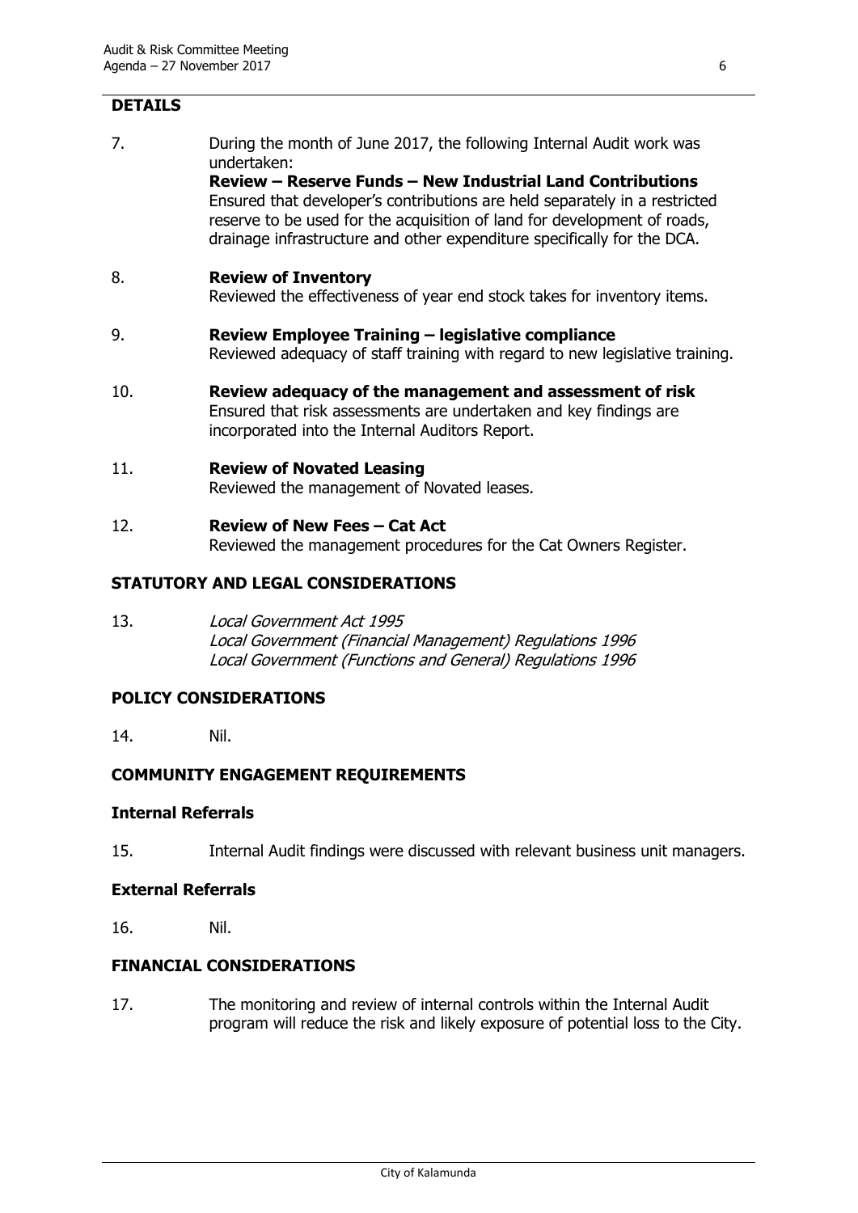## DETAILS

7. During the month of June 2017, the following Internal Audit work was undertaken:
   **Review – Reserve Funds – New Industrial Land Contributions**
   Ensured that developer's contributions are held separately in a restricted reserve to be used for the acquisition of land for development of roads, drainage infrastructure and other expenditure specifically for the DCA.

8. **Review of Inventory**
   Reviewed the effectiveness of year end stock takes for inventory items.

9. **Review Employee Training – legislative compliance**
   Reviewed adequacy of staff training with regard to new legislative training.

10. **Review adequacy of the management and assessment of risk**
    Ensured that risk assessments are undertaken and key findings are incorporated into the Internal Auditors Report.

11. **Review of Novated Leasing**
    Reviewed the management of Novated leases.

12. **Review of New Fees – Cat Act**
    Reviewed the management procedures for the Cat Owners Register.

## STATUTORY AND LEGAL CONSIDERATIONS

13. *Local Government Act 1995*
    *Local Government (Financial Management) Regulations 1996*
    *Local Government (Functions and General) Regulations 1996*

## POLICY CONSIDERATIONS

14. Nil.

## COMMUNITY ENGAGEMENT REQUIREMENTS

### Internal Referrals

15. Internal Audit findings were discussed with relevant business unit managers.

### External Referrals

16. Nil.

## FINANCIAL CONSIDERATIONS

17. The monitoring and review of internal controls within the Internal Audit program will reduce the risk and likely exposure of potential loss to the City.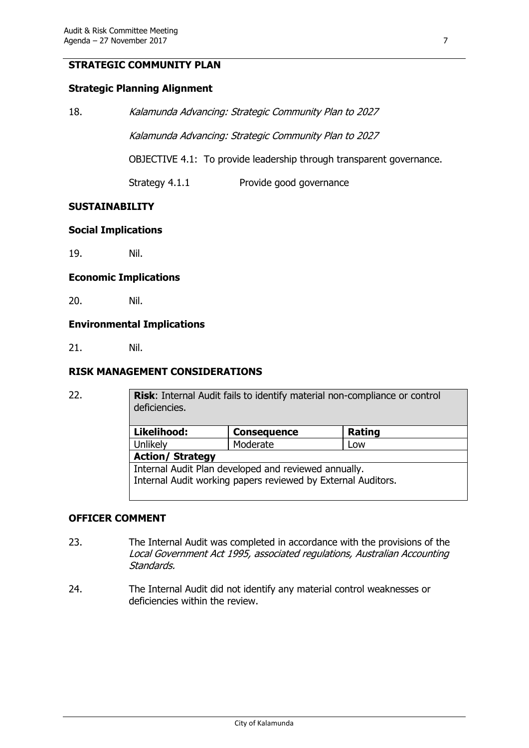## STRATEGIC COMMUNITY PLAN

### Strategic Planning Alignment

18. *Kalamunda Advancing: Strategic Community Plan to 2027*

    *Kalamunda Advancing: Strategic Community Plan to 2027*

    OBJECTIVE 4.1: To provide leadership through transparent governance.

    Strategy 4.1.1 Provide good governance

## SUSTAINABILITY

### Social Implications

19. Nil.

### Economic Implications

20. Nil.

### Environmental Implications

21. Nil.

## RISK MANAGEMENT CONSIDERATIONS

22.

| **Risk**: Internal Audit fails to identify material non-compliance or control deficiencies. | | |
|---|---|---|
| **Likelihood:** | **Consequence** | **Rating** |
| Unlikely | Moderate | Low |
| **Action/ Strategy** | | |
| Internal Audit Plan developed and reviewed annually.<br>Internal Audit working papers reviewed by External Auditors. | | |

## OFFICER COMMENT

23. The Internal Audit was completed in accordance with the provisions of the *Local Government Act 1995, associated regulations, Australian Accounting Standards.*

24. The Internal Audit did not identify any material control weaknesses or deficiencies within the review.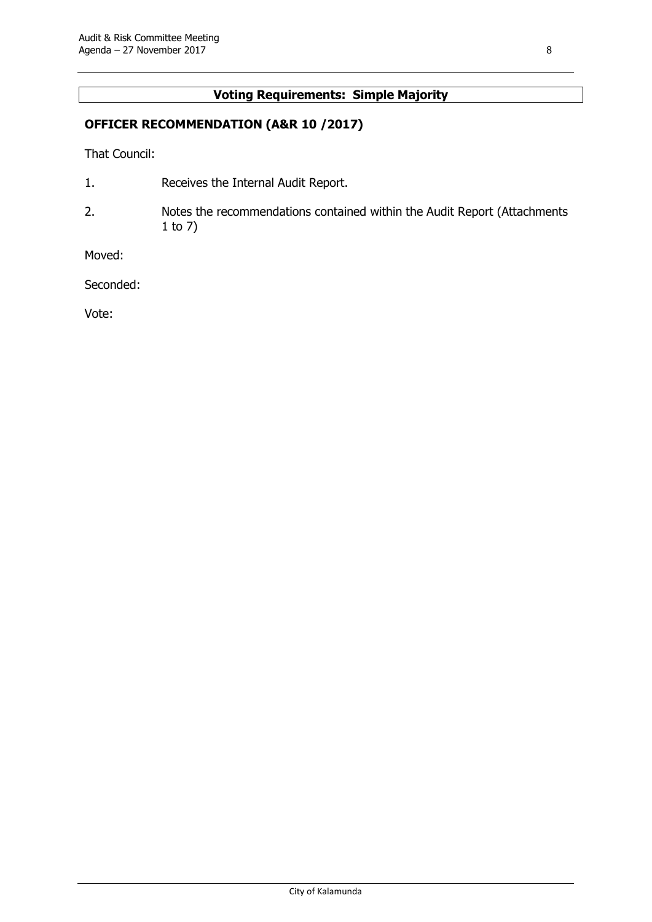**Voting Requirements: Simple Majority**

**OFFICER RECOMMENDATION (A&R 10 /2017)**

That Council:

1. Receives the Internal Audit Report.
2. Notes the recommendations contained within the Audit Report (Attachments 1 to 7)

Moved:

Seconded:

Vote: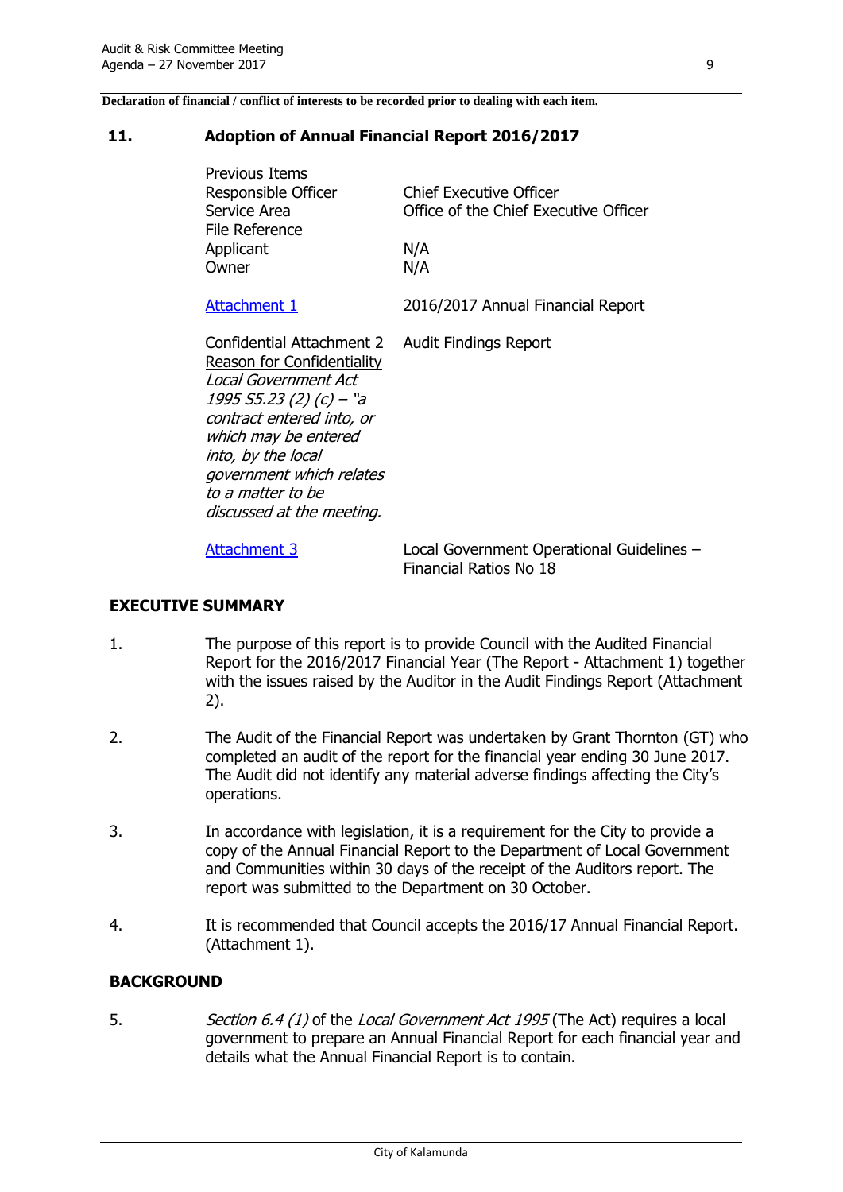**Declaration of financial / conflict of interests to be recorded prior to dealing with each item.**

## 11. Adoption of Annual Financial Report 2016/2017

| | |
|---|---|
| Previous Items | |
| Responsible Officer | Chief Executive Officer |
| Service Area | Office of the Chief Executive Officer |
| File Reference | |
| Applicant | N/A |
| Owner | N/A |
| Attachment 1 | 2016/2017 Annual Financial Report |
| Confidential Attachment 2 Reason for Confidentiality *Local Government Act 1995 S5.23 (2) (c) – "a contract entered into, or which may be entered into, by the local government which relates to a matter to be discussed at the meeting.* | Audit Findings Report |
| Attachment 3 | Local Government Operational Guidelines – Financial Ratios No 18 |

### EXECUTIVE SUMMARY

1. The purpose of this report is to provide Council with the Audited Financial Report for the 2016/2017 Financial Year (The Report - Attachment 1) together with the issues raised by the Auditor in the Audit Findings Report (Attachment 2).

2. The Audit of the Financial Report was undertaken by Grant Thornton (GT) who completed an audit of the report for the financial year ending 30 June 2017. The Audit did not identify any material adverse findings affecting the City's operations.

3. In accordance with legislation, it is a requirement for the City to provide a copy of the Annual Financial Report to the Department of Local Government and Communities within 30 days of the receipt of the Auditors report. The report was submitted to the Department on 30 October.

4. It is recommended that Council accepts the 2016/17 Annual Financial Report. (Attachment 1).

### BACKGROUND

5. *Section 6.4 (1)* of the *Local Government Act 1995* (The Act) requires a local government to prepare an Annual Financial Report for each financial year and details what the Annual Financial Report is to contain.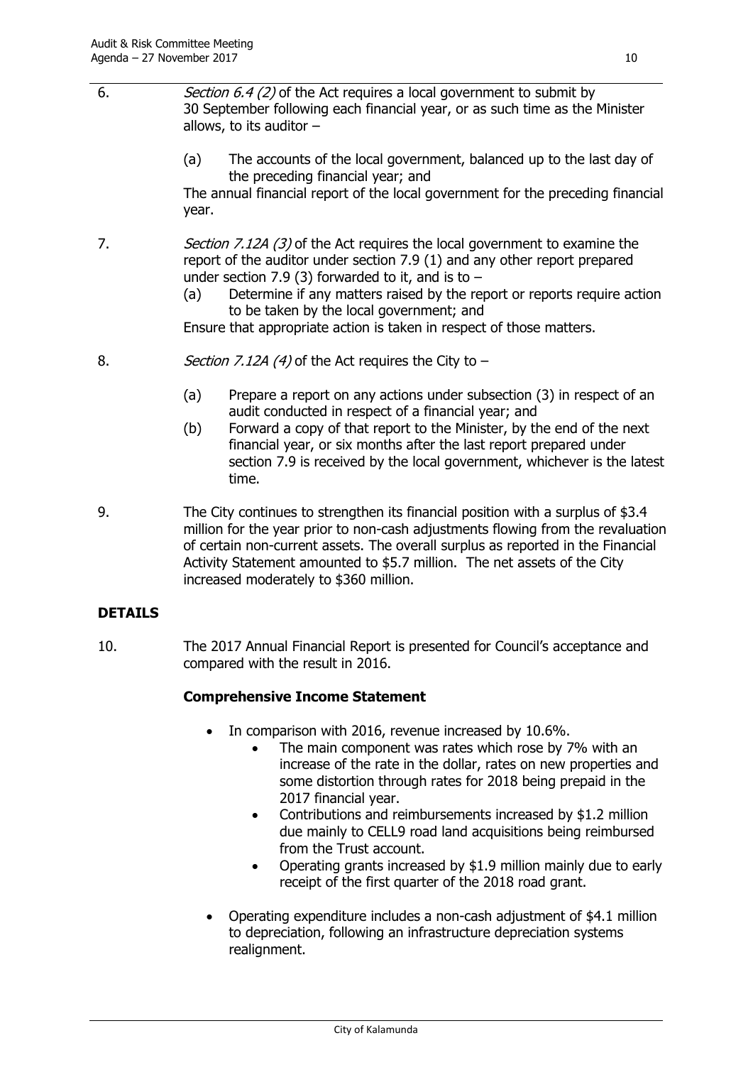6. *Section 6.4 (2)* of the Act requires a local government to submit by 30 September following each financial year, or as such time as the Minister allows, to its auditor –

   (a) The accounts of the local government, balanced up to the last day of the preceding financial year; and

   The annual financial report of the local government for the preceding financial year.

7. *Section 7.12A (3)* of the Act requires the local government to examine the report of the auditor under section 7.9 (1) and any other report prepared under section 7.9 (3) forwarded to it, and is to –

   (a) Determine if any matters raised by the report or reports require action to be taken by the local government; and

   Ensure that appropriate action is taken in respect of those matters.

8. *Section 7.12A (4)* of the Act requires the City to –

   (a) Prepare a report on any actions under subsection (3) in respect of an audit conducted in respect of a financial year; and

   (b) Forward a copy of that report to the Minister, by the end of the next financial year, or six months after the last report prepared under section 7.9 is received by the local government, whichever is the latest time.

9. The City continues to strengthen its financial position with a surplus of $3.4 million for the year prior to non-cash adjustments flowing from the revaluation of certain non-current assets. The overall surplus as reported in the Financial Activity Statement amounted to $5.7 million. The net assets of the City increased moderately to $360 million.

## DETAILS

10. The 2017 Annual Financial Report is presented for Council's acceptance and compared with the result in 2016.

### Comprehensive Income Statement

- In comparison with 2016, revenue increased by 10.6%.
  - The main component was rates which rose by 7% with an increase of the rate in the dollar, rates on new properties and some distortion through rates for 2018 being prepaid in the 2017 financial year.
  - Contributions and reimbursements increased by $1.2 million due mainly to CELL9 road land acquisitions being reimbursed from the Trust account.
  - Operating grants increased by $1.9 million mainly due to early receipt of the first quarter of the 2018 road grant.
- Operating expenditure includes a non-cash adjustment of $4.1 million to depreciation, following an infrastructure depreciation systems realignment.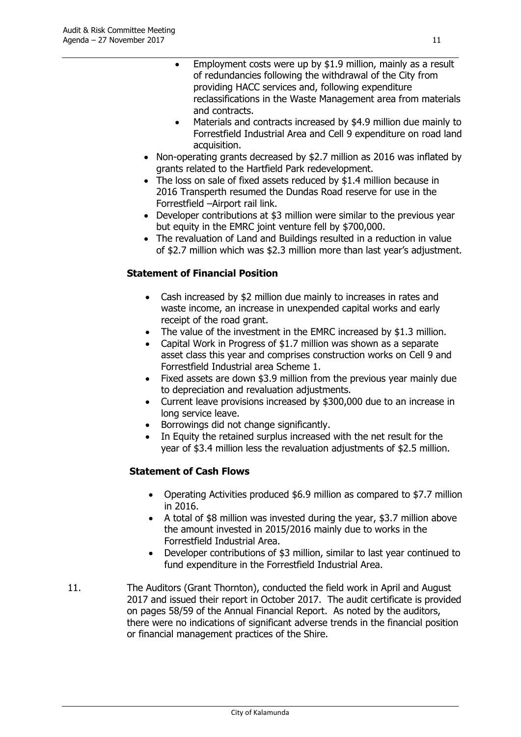- Employment costs were up by $1.9 million, mainly as a result of redundancies following the withdrawal of the City from providing HACC services and, following expenditure reclassifications in the Waste Management area from materials and contracts.
    - Materials and contracts increased by $4.9 million due mainly to Forrestfield Industrial Area and Cell 9 expenditure on road land acquisition.
- Non-operating grants decreased by $2.7 million as 2016 was inflated by grants related to the Hartfield Park redevelopment.
- The loss on sale of fixed assets reduced by $1.4 million because in 2016 Transperth resumed the Dundas Road reserve for use in the Forrestfield –Airport rail link.
- Developer contributions at $3 million were similar to the previous year but equity in the EMRC joint venture fell by $700,000.
- The revaluation of Land and Buildings resulted in a reduction in value of $2.7 million which was $2.3 million more than last year's adjustment.

**Statement of Financial Position**

- Cash increased by $2 million due mainly to increases in rates and waste income, an increase in unexpended capital works and early receipt of the road grant.
- The value of the investment in the EMRC increased by $1.3 million.
- Capital Work in Progress of $1.7 million was shown as a separate asset class this year and comprises construction works on Cell 9 and Forrestfield Industrial area Scheme 1.
- Fixed assets are down $3.9 million from the previous year mainly due to depreciation and revaluation adjustments.
- Current leave provisions increased by $300,000 due to an increase in long service leave.
- Borrowings did not change significantly.
- In Equity the retained surplus increased with the net result for the year of $3.4 million less the revaluation adjustments of $2.5 million.

**Statement of Cash Flows**

- Operating Activities produced $6.9 million as compared to $7.7 million in 2016.
- A total of $8 million was invested during the year, $3.7 million above the amount invested in 2015/2016 mainly due to works in the Forrestfield Industrial Area.
- Developer contributions of $3 million, similar to last year continued to fund expenditure in the Forrestfield Industrial Area.

11. The Auditors (Grant Thornton), conducted the field work in April and August 2017 and issued their report in October 2017. The audit certificate is provided on pages 58/59 of the Annual Financial Report. As noted by the auditors, there were no indications of significant adverse trends in the financial position or financial management practices of the Shire.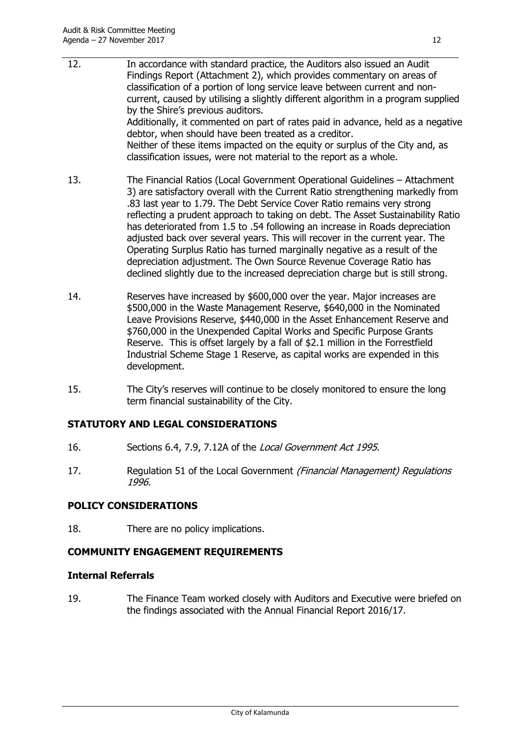12. In accordance with standard practice, the Auditors also issued an Audit Findings Report (Attachment 2), which provides commentary on areas of classification of a portion of long service leave between current and non-current, caused by utilising a slightly different algorithm in a program supplied by the Shire's previous auditors.
 Additionally, it commented on part of rates paid in advance, held as a negative debtor, when should have been treated as a creditor.
 Neither of these items impacted on the equity or surplus of the City and, as classification issues, were not material to the report as a whole.

13. The Financial Ratios (Local Government Operational Guidelines – Attachment 3) are satisfactory overall with the Current Ratio strengthening markedly from .83 last year to 1.79. The Debt Service Cover Ratio remains very strong reflecting a prudent approach to taking on debt. The Asset Sustainability Ratio has deteriorated from 1.5 to .54 following an increase in Roads depreciation adjusted back over several years. This will recover in the current year. The Operating Surplus Ratio has turned marginally negative as a result of the depreciation adjustment. The Own Source Revenue Coverage Ratio has declined slightly due to the increased depreciation charge but is still strong.

14. Reserves have increased by $600,000 over the year. Major increases are $500,000 in the Waste Management Reserve, $640,000 in the Nominated Leave Provisions Reserve, $440,000 in the Asset Enhancement Reserve and $760,000 in the Unexpended Capital Works and Specific Purpose Grants Reserve. This is offset largely by a fall of $2.1 million in the Forrestfield Industrial Scheme Stage 1 Reserve, as capital works are expended in this development.

15. The City's reserves will continue to be closely monitored to ensure the long term financial sustainability of the City.

## STATUTORY AND LEGAL CONSIDERATIONS

16. Sections 6.4, 7.9, 7.12A of the *Local Government Act 1995*.

17. Regulation 51 of the Local Government *(Financial Management) Regulations 1996.*

## POLICY CONSIDERATIONS

18. There are no policy implications.

## COMMUNITY ENGAGEMENT REQUIREMENTS

### Internal Referrals

19. The Finance Team worked closely with Auditors and Executive were briefed on the findings associated with the Annual Financial Report 2016/17.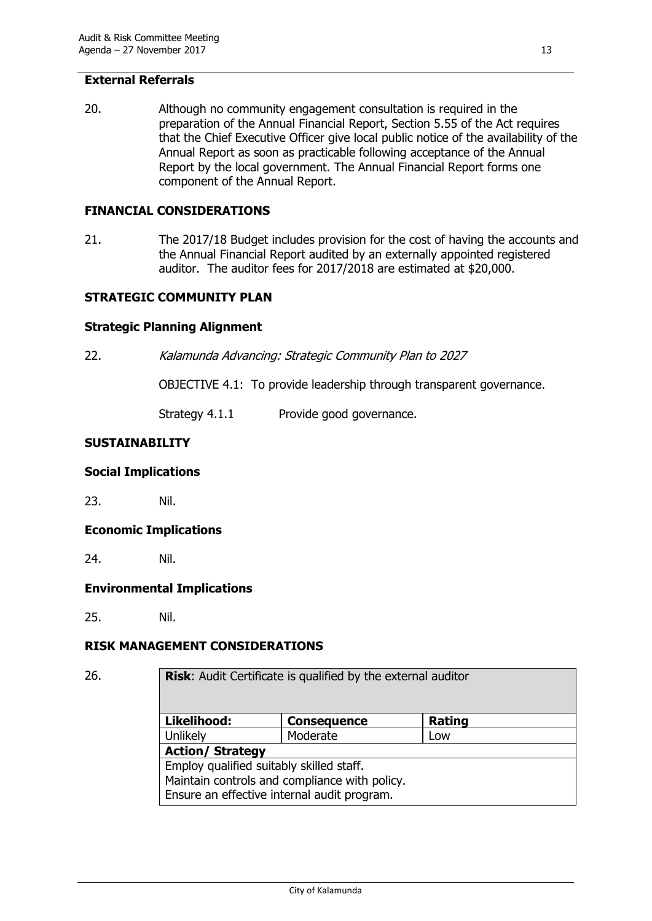### External Referrals

20. Although no community engagement consultation is required in the preparation of the Annual Financial Report, Section 5.55 of the Act requires that the Chief Executive Officer give local public notice of the availability of the Annual Report as soon as practicable following acceptance of the Annual Report by the local government. The Annual Financial Report forms one component of the Annual Report.

## FINANCIAL CONSIDERATIONS

21. The 2017/18 Budget includes provision for the cost of having the accounts and the Annual Financial Report audited by an externally appointed registered auditor. The auditor fees for 2017/2018 are estimated at $20,000.

## STRATEGIC COMMUNITY PLAN

### Strategic Planning Alignment

22. *Kalamunda Advancing: Strategic Community Plan to 2027*

    OBJECTIVE 4.1: To provide leadership through transparent governance.

    Strategy 4.1.1 Provide good governance.

## SUSTAINABILITY

### Social Implications

23. Nil.

### Economic Implications

24. Nil.

### Environmental Implications

25. Nil.

## RISK MANAGEMENT CONSIDERATIONS

26.

| **Risk**: Audit Certificate is qualified by the external auditor | | |
|---|---|---|
| **Likelihood:** | **Consequence** | **Rating** |
| Unlikely | Moderate | Low |
| **Action/ Strategy** | | |
| Employ qualified suitably skilled staff.<br>Maintain controls and compliance with policy.<br>Ensure an effective internal audit program. | | |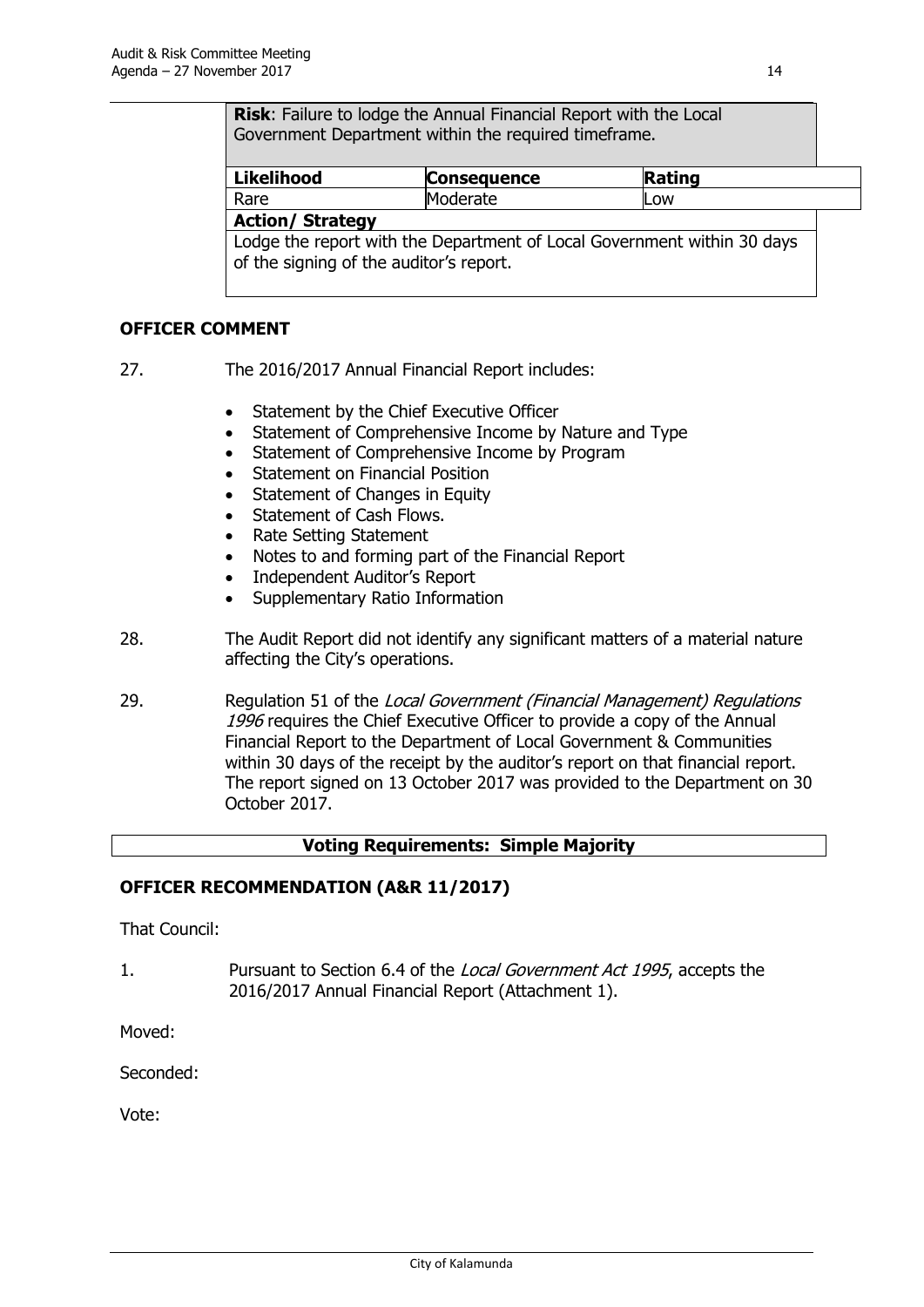**Risk**: Failure to lodge the Annual Financial Report with the Local Government Department within the required timeframe.

| Likelihood | Consequence | Rating |
|---|---|---|
| Rare | Moderate | Low |

**Action/ Strategy**

Lodge the report with the Department of Local Government within 30 days of the signing of the auditor's report.

## OFFICER COMMENT

27. The 2016/2017 Annual Financial Report includes:

    - Statement by the Chief Executive Officer
    - Statement of Comprehensive Income by Nature and Type
    - Statement of Comprehensive Income by Program
    - Statement on Financial Position
    - Statement of Changes in Equity
    - Statement of Cash Flows.
    - Rate Setting Statement
    - Notes to and forming part of the Financial Report
    - Independent Auditor's Report
    - Supplementary Ratio Information

28. The Audit Report did not identify any significant matters of a material nature affecting the City's operations.

29. Regulation 51 of the *Local Government (Financial Management) Regulations 1996* requires the Chief Executive Officer to provide a copy of the Annual Financial Report to the Department of Local Government & Communities within 30 days of the receipt by the auditor's report on that financial report. The report signed on 13 October 2017 was provided to the Department on 30 October 2017.

**Voting Requirements: Simple Majority**

## OFFICER RECOMMENDATION (A&R 11/2017)

That Council:

1. Pursuant to Section 6.4 of the *Local Government Act 1995*, accepts the 2016/2017 Annual Financial Report (Attachment 1).

Moved:

Seconded:

Vote: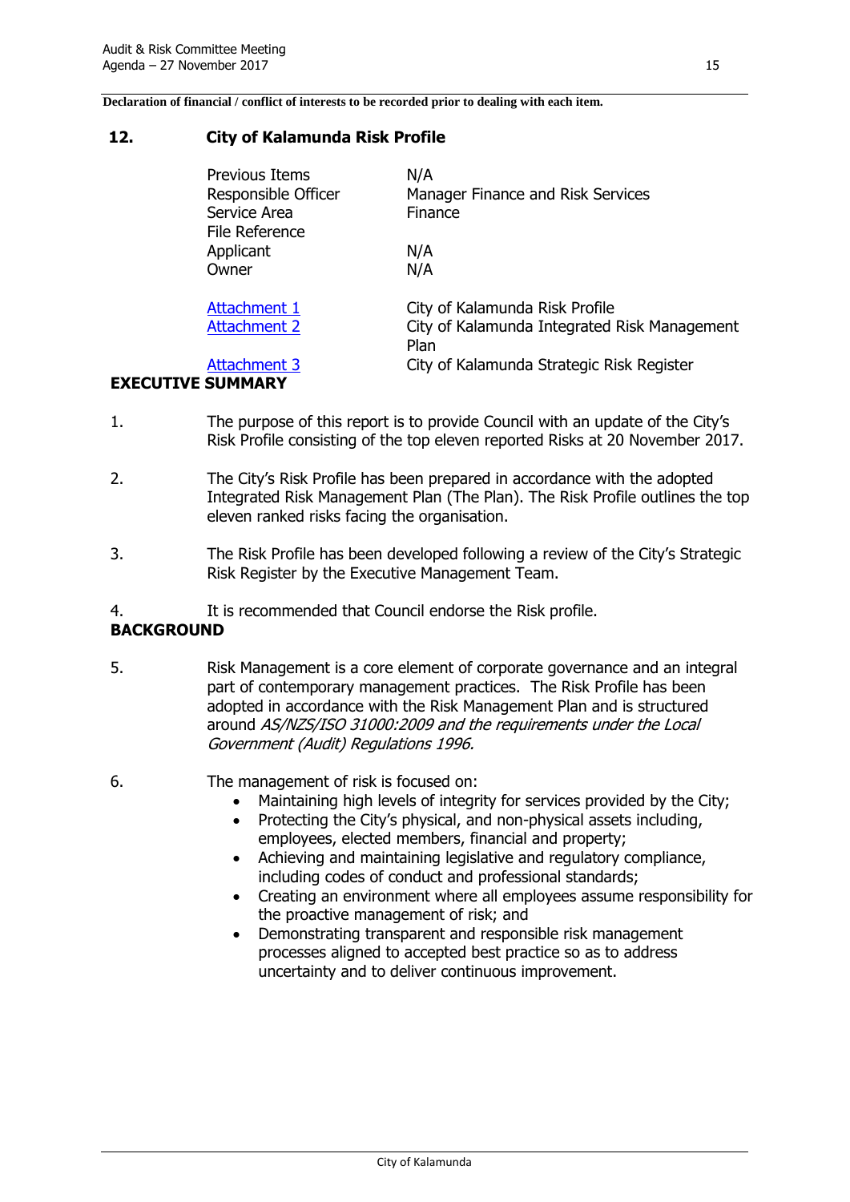**Declaration of financial / conflict of interests to be recorded prior to dealing with each item.**

## 12. City of Kalamunda Risk Profile

| | |
|---|---|
| Previous Items | N/A |
| Responsible Officer | Manager Finance and Risk Services |
| Service Area | Finance |
| File Reference | |
| Applicant | N/A |
| Owner | N/A |
| | |
| Attachment 1 | City of Kalamunda Risk Profile |
| Attachment 2 | City of Kalamunda Integrated Risk Management Plan |
| Attachment 3 | City of Kalamunda Strategic Risk Register |

### EXECUTIVE SUMMARY

1. The purpose of this report is to provide Council with an update of the City's Risk Profile consisting of the top eleven reported Risks at 20 November 2017.

2. The City's Risk Profile has been prepared in accordance with the adopted Integrated Risk Management Plan (The Plan). The Risk Profile outlines the top eleven ranked risks facing the organisation.

3. The Risk Profile has been developed following a review of the City's Strategic Risk Register by the Executive Management Team.

4. It is recommended that Council endorse the Risk profile.

### BACKGROUND

5. Risk Management is a core element of corporate governance and an integral part of contemporary management practices. The Risk Profile has been adopted in accordance with the Risk Management Plan and is structured around *AS/NZS/ISO 31000:2009 and the requirements under the Local Government (Audit) Regulations 1996.*

6. The management of risk is focused on:
   - Maintaining high levels of integrity for services provided by the City;
   - Protecting the City's physical, and non-physical assets including, employees, elected members, financial and property;
   - Achieving and maintaining legislative and regulatory compliance, including codes of conduct and professional standards;
   - Creating an environment where all employees assume responsibility for the proactive management of risk; and
   - Demonstrating transparent and responsible risk management processes aligned to accepted best practice so as to address uncertainty and to deliver continuous improvement.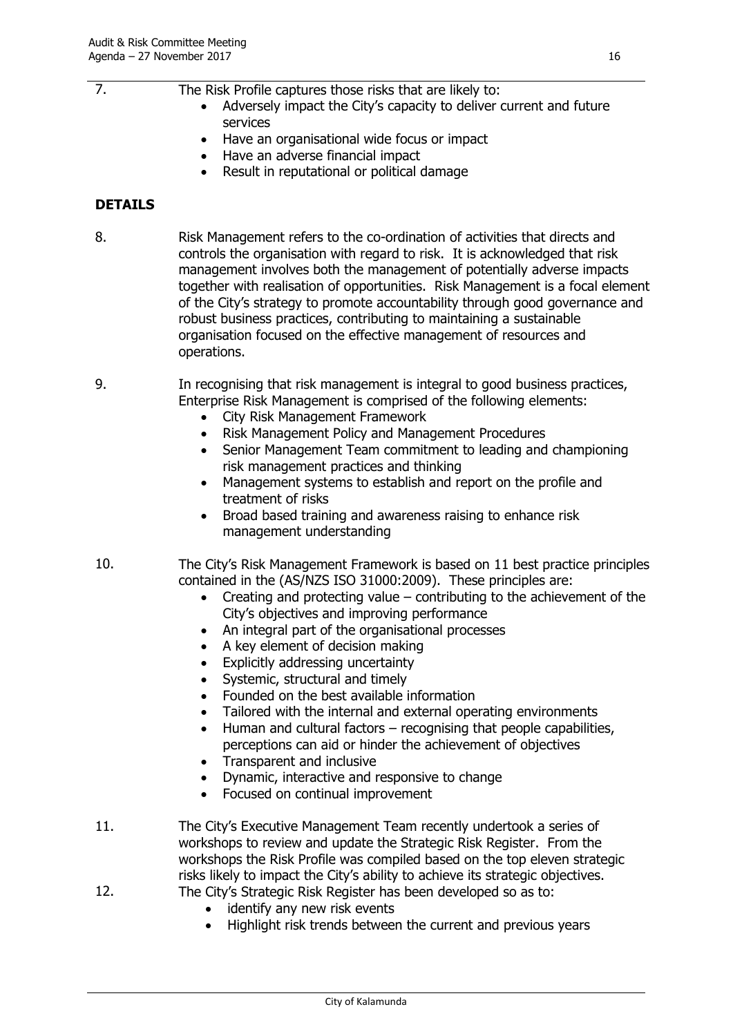7. The Risk Profile captures those risks that are likely to:
   - Adversely impact the City's capacity to deliver current and future services
   - Have an organisational wide focus or impact
   - Have an adverse financial impact
   - Result in reputational or political damage

**DETAILS**

8. Risk Management refers to the co-ordination of activities that directs and controls the organisation with regard to risk. It is acknowledged that risk management involves both the management of potentially adverse impacts together with realisation of opportunities. Risk Management is a focal element of the City's strategy to promote accountability through good governance and robust business practices, contributing to maintaining a sustainable organisation focused on the effective management of resources and operations.

9. In recognising that risk management is integral to good business practices, Enterprise Risk Management is comprised of the following elements:
   - City Risk Management Framework
   - Risk Management Policy and Management Procedures
   - Senior Management Team commitment to leading and championing risk management practices and thinking
   - Management systems to establish and report on the profile and treatment of risks
   - Broad based training and awareness raising to enhance risk management understanding

10. The City's Risk Management Framework is based on 11 best practice principles contained in the (AS/NZS ISO 31000:2009). These principles are:
    - Creating and protecting value – contributing to the achievement of the City's objectives and improving performance
    - An integral part of the organisational processes
    - A key element of decision making
    - Explicitly addressing uncertainty
    - Systemic, structural and timely
    - Founded on the best available information
    - Tailored with the internal and external operating environments
    - Human and cultural factors – recognising that people capabilities, perceptions can aid or hinder the achievement of objectives
    - Transparent and inclusive
    - Dynamic, interactive and responsive to change
    - Focused on continual improvement

11. The City's Executive Management Team recently undertook a series of workshops to review and update the Strategic Risk Register. From the workshops the Risk Profile was compiled based on the top eleven strategic risks likely to impact the City's ability to achieve its strategic objectives.

12. The City's Strategic Risk Register has been developed so as to:
    - identify any new risk events
    - Highlight risk trends between the current and previous years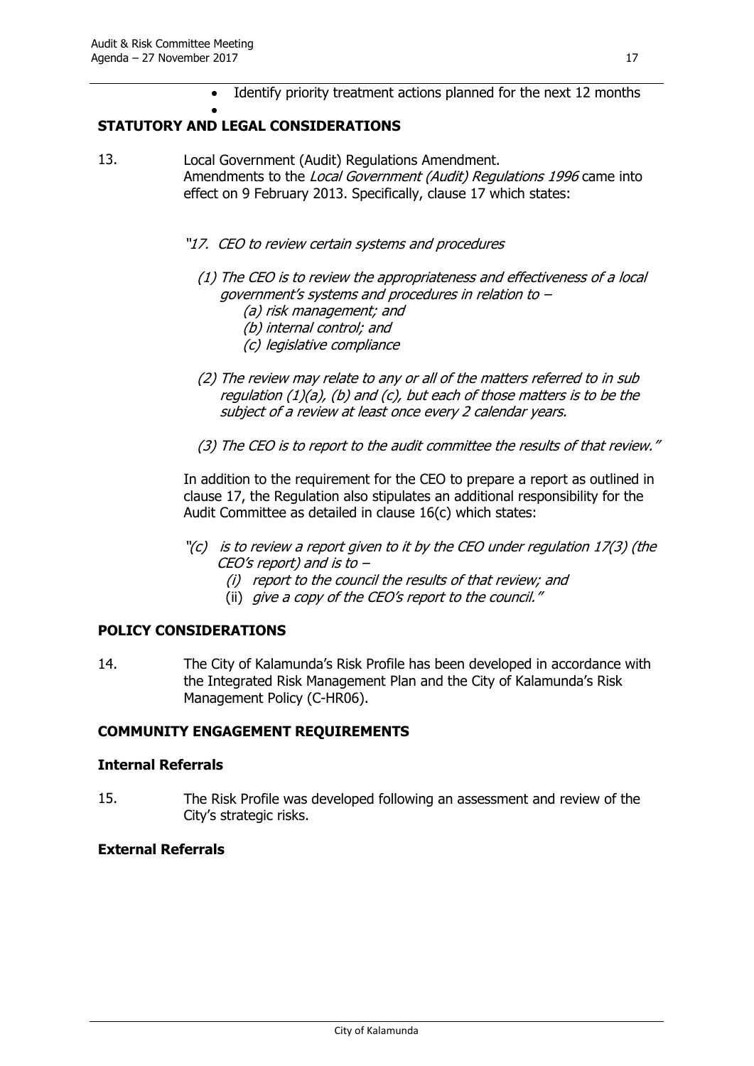- Identify priority treatment actions planned for the next 12 months
-

## STATUTORY AND LEGAL CONSIDERATIONS

13. Local Government (Audit) Regulations Amendment. Amendments to the *Local Government (Audit) Regulations 1996* came into effect on 9 February 2013. Specifically, clause 17 which states:

*"17. CEO to review certain systems and procedures*

*(1) The CEO is to review the appropriateness and effectiveness of a local government's systems and procedures in relation to –*
*(a) risk management; and*
*(b) internal control; and*
*(c) legislative compliance*

*(2) The review may relate to any or all of the matters referred to in sub regulation (1)(a), (b) and (c), but each of those matters is to be the subject of a review at least once every 2 calendar years.*

*(3) The CEO is to report to the audit committee the results of that review."*

In addition to the requirement for the CEO to prepare a report as outlined in clause 17, the Regulation also stipulates an additional responsibility for the Audit Committee as detailed in clause 16(c) which states:

*"(c) is to review a report given to it by the CEO under regulation 17(3) (the CEO's report) and is to –*
*(i) report to the council the results of that review; and*
(ii) *give a copy of the CEO's report to the council."*

## POLICY CONSIDERATIONS

14. The City of Kalamunda's Risk Profile has been developed in accordance with the Integrated Risk Management Plan and the City of Kalamunda's Risk Management Policy (C-HR06).

## COMMUNITY ENGAGEMENT REQUIREMENTS

### Internal Referrals

15. The Risk Profile was developed following an assessment and review of the City's strategic risks.

### External Referrals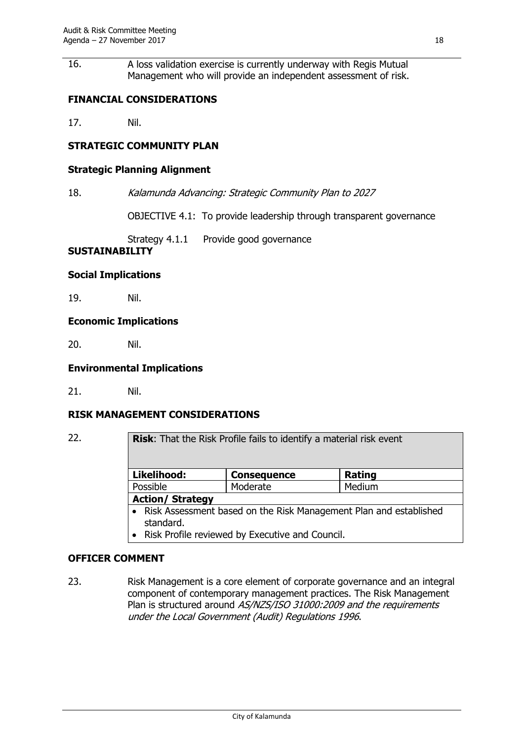16. A loss validation exercise is currently underway with Regis Mutual Management who will provide an independent assessment of risk.

**FINANCIAL CONSIDERATIONS**

17. Nil.

**STRATEGIC COMMUNITY PLAN**

**Strategic Planning Alignment**

18. *Kalamunda Advancing: Strategic Community Plan to 2027*

OBJECTIVE 4.1: To provide leadership through transparent governance

Strategy 4.1.1 Provide good governance

**SUSTAINABILITY**

**Social Implications**

19. Nil.

**Economic Implications**

20. Nil.

**Environmental Implications**

21. Nil.

**RISK MANAGEMENT CONSIDERATIONS**

22.

| **Risk**: That the Risk Profile fails to identify a material risk event | | |
|---|---|---|
| **Likelihood:** | **Consequence** | **Rating** |
| Possible | Moderate | Medium |
| **Action/ Strategy** | | |
| • Risk Assessment based on the Risk Management Plan and established standard.<br>• Risk Profile reviewed by Executive and Council. | | |

**OFFICER COMMENT**

23. Risk Management is a core element of corporate governance and an integral component of contemporary management practices. The Risk Management Plan is structured around *AS/NZS/ISO 31000:2009 and the requirements under the Local Government (Audit) Regulations 1996*.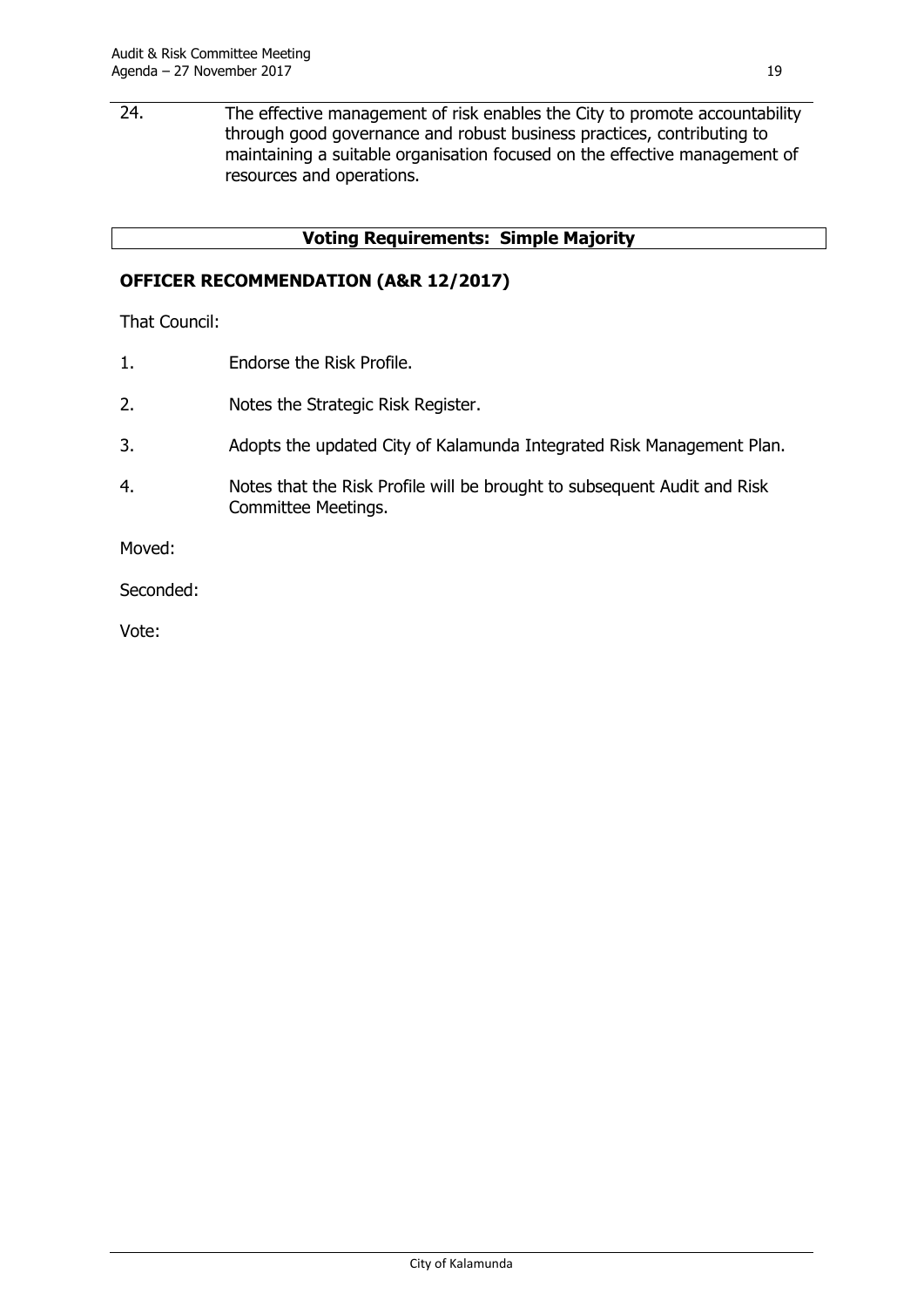24. The effective management of risk enables the City to promote accountability through good governance and robust business practices, contributing to maintaining a suitable organisation focused on the effective management of resources and operations.

**Voting Requirements: Simple Majority**

**OFFICER RECOMMENDATION (A&R 12/2017)**

That Council:

1. Endorse the Risk Profile.
2. Notes the Strategic Risk Register.
3. Adopts the updated City of Kalamunda Integrated Risk Management Plan.
4. Notes that the Risk Profile will be brought to subsequent Audit and Risk Committee Meetings.

Moved:

Seconded:

Vote: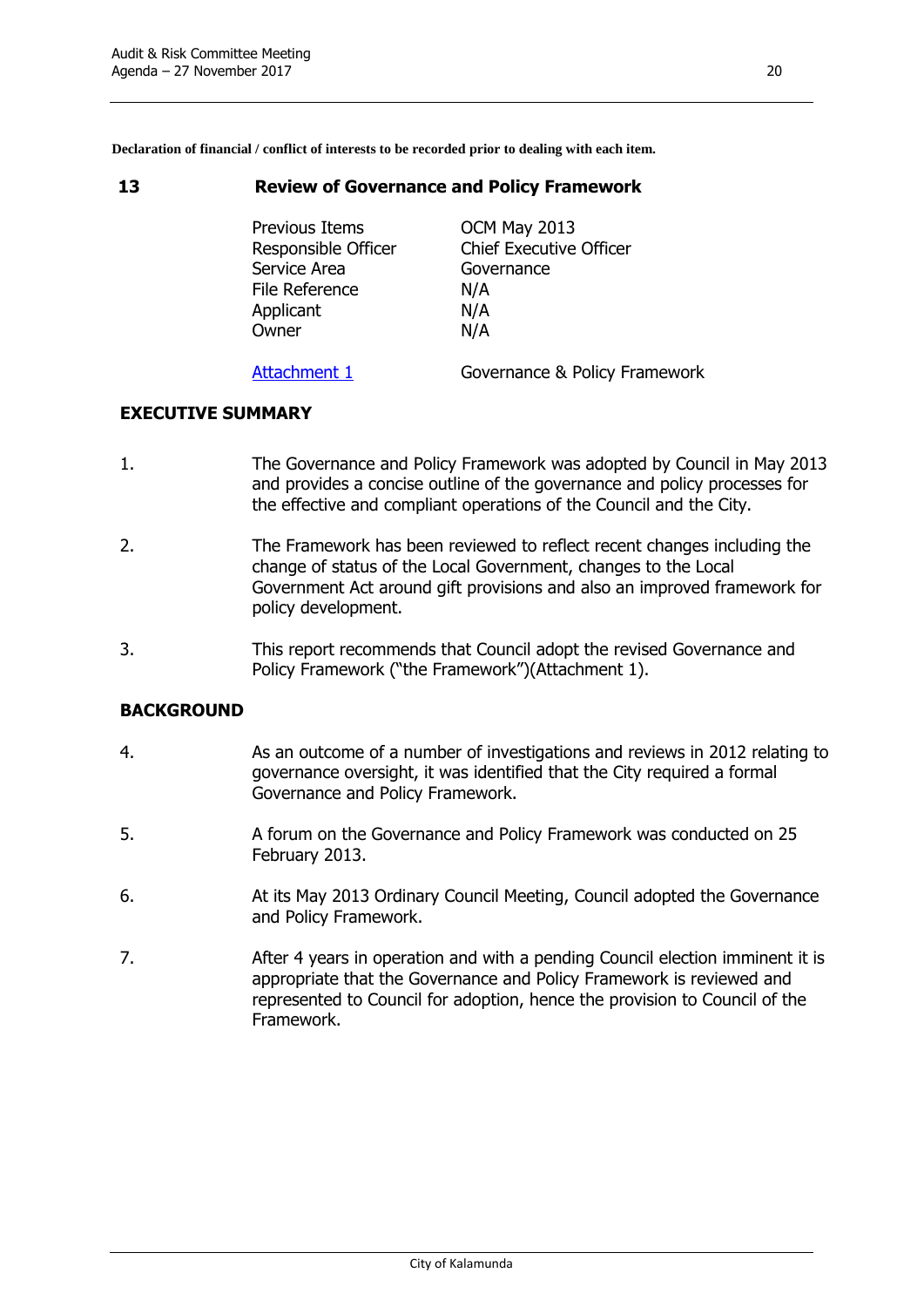**Declaration of financial / conflict of interests to be recorded prior to dealing with each item.**

## 13 Review of Governance and Policy Framework

| | |
|---|---|
| Previous Items | OCM May 2013 |
| Responsible Officer | Chief Executive Officer |
| Service Area | Governance |
| File Reference | N/A |
| Applicant | N/A |
| Owner | N/A |
| Attachment 1 | Governance & Policy Framework |

### EXECUTIVE SUMMARY

1. The Governance and Policy Framework was adopted by Council in May 2013 and provides a concise outline of the governance and policy processes for the effective and compliant operations of the Council and the City.

2. The Framework has been reviewed to reflect recent changes including the change of status of the Local Government, changes to the Local Government Act around gift provisions and also an improved framework for policy development.

3. This report recommends that Council adopt the revised Governance and Policy Framework ("the Framework")(Attachment 1).

### BACKGROUND

4. As an outcome of a number of investigations and reviews in 2012 relating to governance oversight, it was identified that the City required a formal Governance and Policy Framework.

5. A forum on the Governance and Policy Framework was conducted on 25 February 2013.

6. At its May 2013 Ordinary Council Meeting, Council adopted the Governance and Policy Framework.

7. After 4 years in operation and with a pending Council election imminent it is appropriate that the Governance and Policy Framework is reviewed and represented to Council for adoption, hence the provision to Council of the Framework.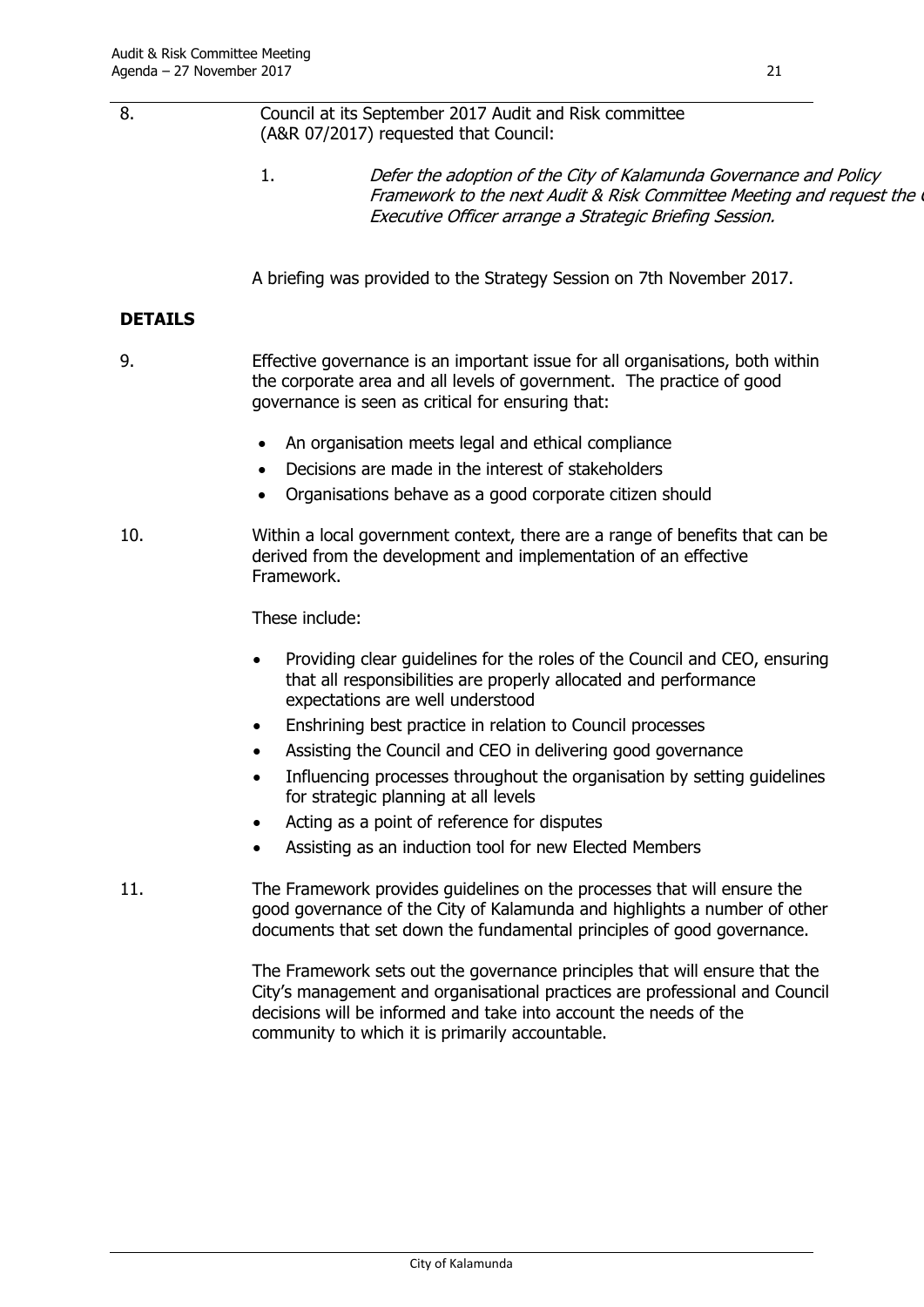8. Council at its September 2017 Audit and Risk committee (A&R 07/2017) requested that Council:

   1. *Defer the adoption of the City of Kalamunda Governance and Policy Framework to the next Audit & Risk Committee Meeting and request the Chief Executive Officer arrange a Strategic Briefing Session.*

   A briefing was provided to the Strategy Session on 7th November 2017.

**DETAILS**

9. Effective governance is an important issue for all organisations, both within the corporate area and all levels of government. The practice of good governance is seen as critical for ensuring that:

   - An organisation meets legal and ethical compliance
   - Decisions are made in the interest of stakeholders
   - Organisations behave as a good corporate citizen should

10. Within a local government context, there are a range of benefits that can be derived from the development and implementation of an effective Framework.

    These include:

    - Providing clear guidelines for the roles of the Council and CEO, ensuring that all responsibilities are properly allocated and performance expectations are well understood
    - Enshrining best practice in relation to Council processes
    - Assisting the Council and CEO in delivering good governance
    - Influencing processes throughout the organisation by setting guidelines for strategic planning at all levels
    - Acting as a point of reference for disputes
    - Assisting as an induction tool for new Elected Members

11. The Framework provides guidelines on the processes that will ensure the good governance of the City of Kalamunda and highlights a number of other documents that set down the fundamental principles of good governance.

    The Framework sets out the governance principles that will ensure that the City's management and organisational practices are professional and Council decisions will be informed and take into account the needs of the community to which it is primarily accountable.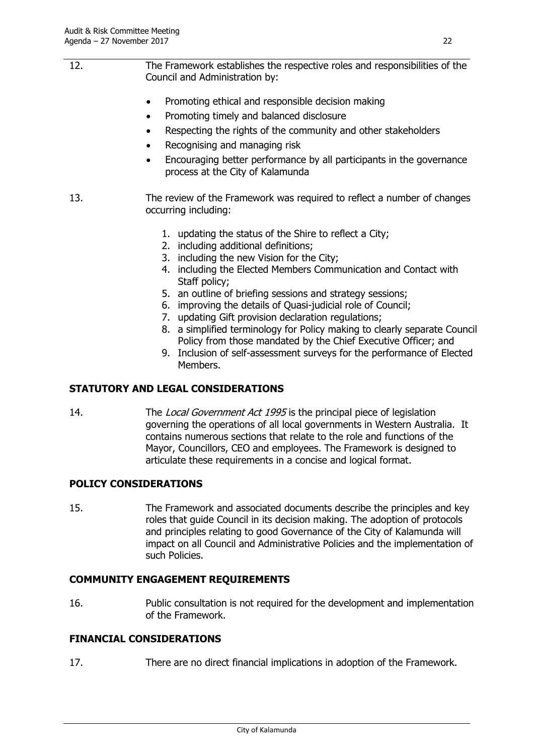12. The Framework establishes the respective roles and responsibilities of the Council and Administration by:

- Promoting ethical and responsible decision making
- Promoting timely and balanced disclosure
- Respecting the rights of the community and other stakeholders
- Recognising and managing risk
- Encouraging better performance by all participants in the governance process at the City of Kalamunda

13. The review of the Framework was required to reflect a number of changes occurring including:

    1. updating the status of the Shire to reflect a City;
    2. including additional definitions;
    3. including the new Vision for the City;
    4. including the Elected Members Communication and Contact with Staff policy;
    5. an outline of briefing sessions and strategy sessions;
    6. improving the details of Quasi-judicial role of Council;
    7. updating Gift provision declaration regulations;
    8. a simplified terminology for Policy making to clearly separate Council Policy from those mandated by the Chief Executive Officer; and
    9. Inclusion of self-assessment surveys for the performance of Elected Members.

## STATUTORY AND LEGAL CONSIDERATIONS

14. The *Local Government Act 1995* is the principal piece of legislation governing the operations of all local governments in Western Australia. It contains numerous sections that relate to the role and functions of the Mayor, Councillors, CEO and employees. The Framework is designed to articulate these requirements in a concise and logical format.

## POLICY CONSIDERATIONS

15. The Framework and associated documents describe the principles and key roles that guide Council in its decision making. The adoption of protocols and principles relating to good Governance of the City of Kalamunda will impact on all Council and Administrative Policies and the implementation of such Policies.

## COMMUNITY ENGAGEMENT REQUIREMENTS

16. Public consultation is not required for the development and implementation of the Framework.

## FINANCIAL CONSIDERATIONS

17. There are no direct financial implications in adoption of the Framework.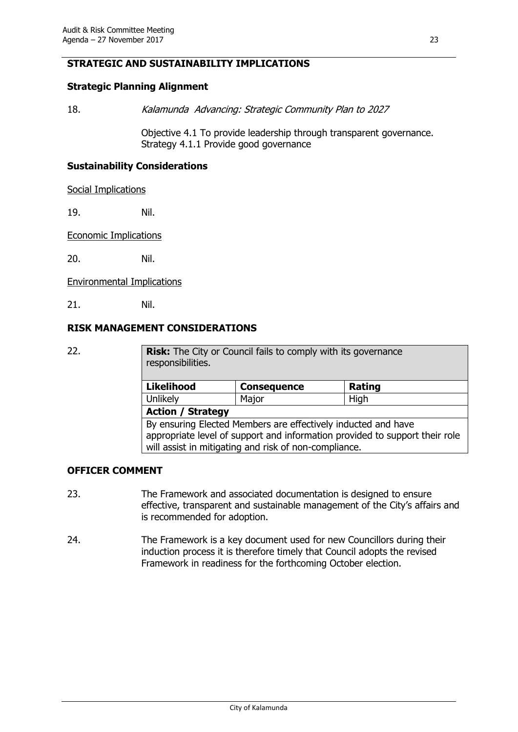## STRATEGIC AND SUSTAINABILITY IMPLICATIONS

### Strategic Planning Alignment

18. *Kalamunda Advancing: Strategic Community Plan to 2027*

    Objective 4.1 To provide leadership through transparent governance.
    Strategy 4.1.1 Provide good governance

### Sustainability Considerations

Social Implications

19. Nil.

Economic Implications

20. Nil.

Environmental Implications

21. Nil.

## RISK MANAGEMENT CONSIDERATIONS

22.

| **Risk:** The City or Council fails to comply with its governance responsibilities. | | |
|---|---|---|
| **Likelihood** | **Consequence** | **Rating** |
| Unlikely | Major | High |
| **Action / Strategy** | | |
| By ensuring Elected Members are effectively inducted and have appropriate level of support and information provided to support their role will assist in mitigating and risk of non-compliance. | | |

## OFFICER COMMENT

23. The Framework and associated documentation is designed to ensure effective, transparent and sustainable management of the City's affairs and is recommended for adoption.

24. The Framework is a key document used for new Councillors during their induction process it is therefore timely that Council adopts the revised Framework in readiness for the forthcoming October election.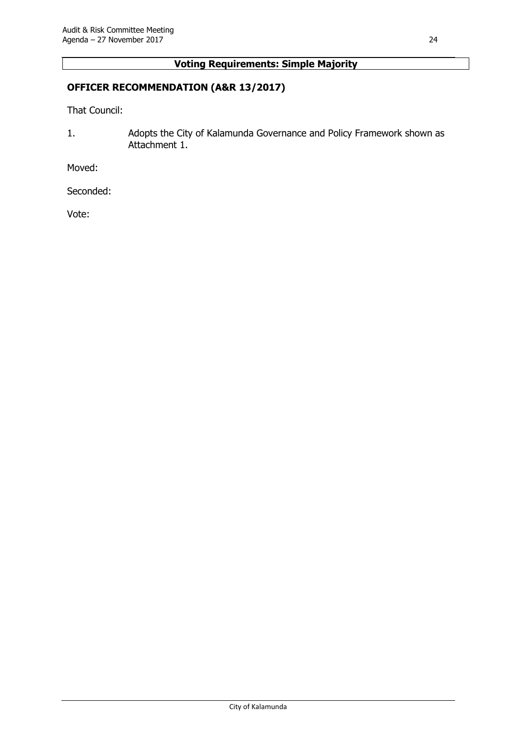**Voting Requirements: Simple Majority**

**OFFICER RECOMMENDATION (A&R 13/2017)**

That Council:

1. Adopts the City of Kalamunda Governance and Policy Framework shown as Attachment 1.

Moved:

Seconded:

Vote: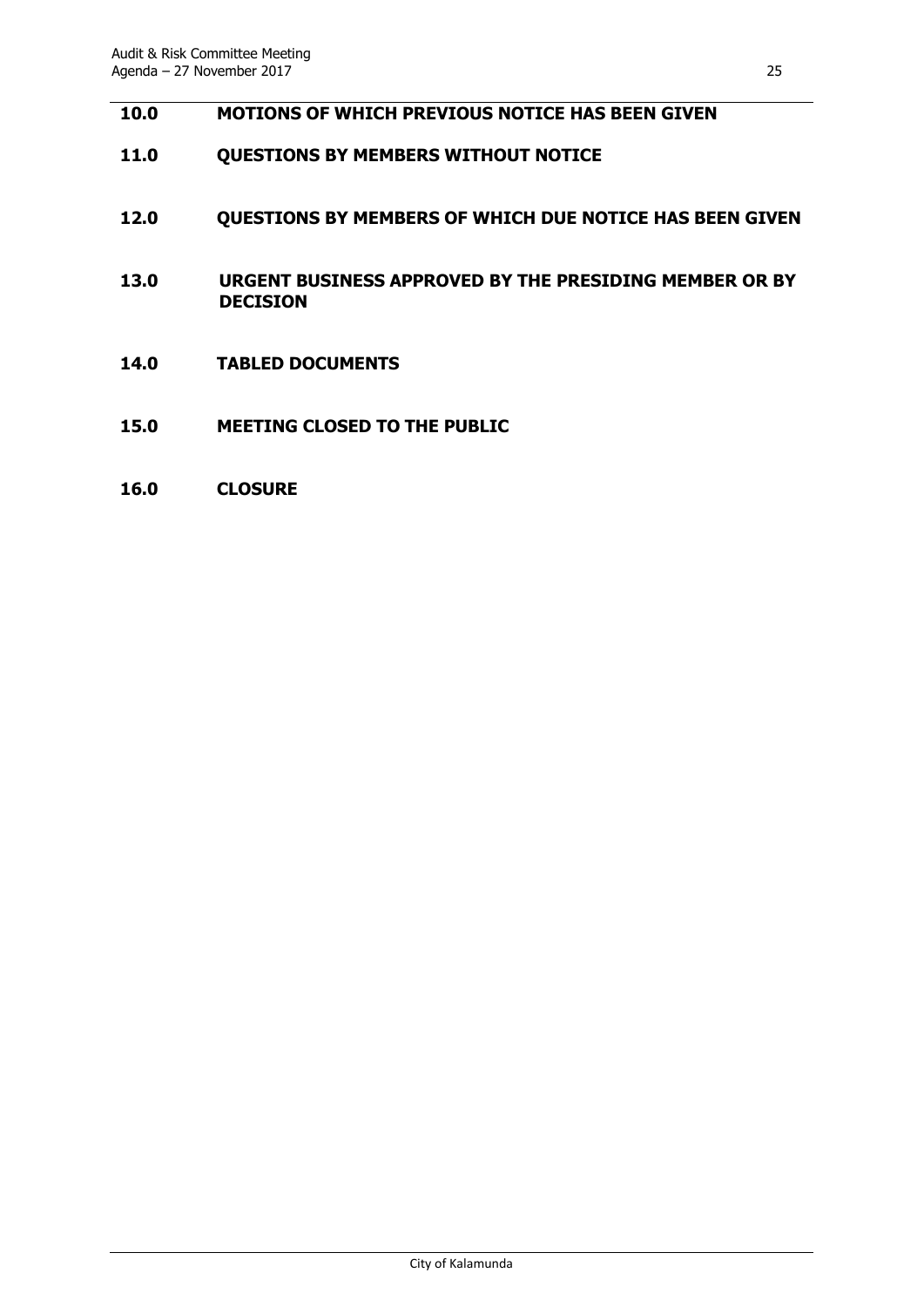## 10.0 MOTIONS OF WHICH PREVIOUS NOTICE HAS BEEN GIVEN

## 11.0 QUESTIONS BY MEMBERS WITHOUT NOTICE

## 12.0 QUESTIONS BY MEMBERS OF WHICH DUE NOTICE HAS BEEN GIVEN

## 13.0 URGENT BUSINESS APPROVED BY THE PRESIDING MEMBER OR BY DECISION

## 14.0 TABLED DOCUMENTS

## 15.0 MEETING CLOSED TO THE PUBLIC

## 16.0 CLOSURE